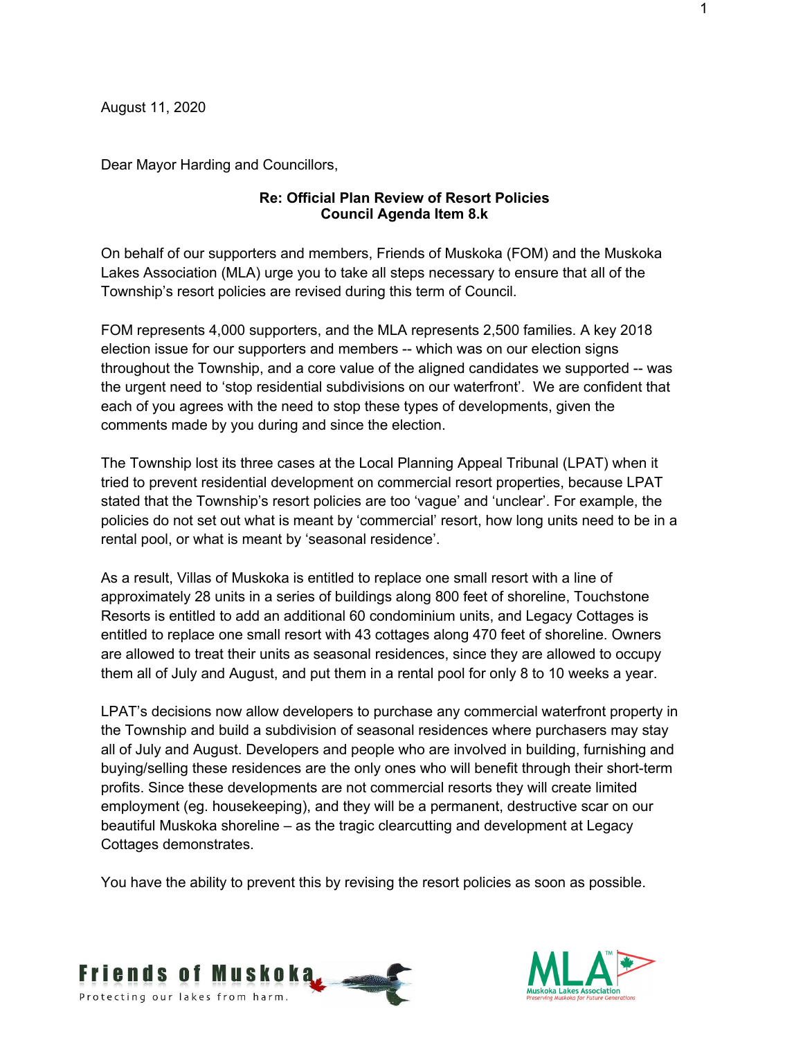August 11, 2020

Dear Mayor Harding and Councillors,

**Re: Official Plan Review of Resort Policies**
**Council Agenda Item 8.k**

On behalf of our supporters and members, Friends of Muskoka (FOM) and the Muskoka Lakes Association (MLA) urge you to take all steps necessary to ensure that all of the Township's resort policies are revised during this term of Council.

FOM represents 4,000 supporters, and the MLA represents 2,500 families. A key 2018 election issue for our supporters and members -- which was on our election signs throughout the Township, and a core value of the aligned candidates we supported -- was the urgent need to 'stop residential subdivisions on our waterfront'. We are confident that each of you agrees with the need to stop these types of developments, given the comments made by you during and since the election.

The Township lost its three cases at the Local Planning Appeal Tribunal (LPAT) when it tried to prevent residential development on commercial resort properties, because LPAT stated that the Township's resort policies are too 'vague' and 'unclear'. For example, the policies do not set out what is meant by 'commercial' resort, how long units need to be in a rental pool, or what is meant by 'seasonal residence'.

As a result, Villas of Muskoka is entitled to replace one small resort with a line of approximately 28 units in a series of buildings along 800 feet of shoreline, Touchstone Resorts is entitled to add an additional 60 condominium units, and Legacy Cottages is entitled to replace one small resort with 43 cottages along 470 feet of shoreline. Owners are allowed to treat their units as seasonal residences, since they are allowed to occupy them all of July and August, and put them in a rental pool for only 8 to 10 weeks a year.

LPAT's decisions now allow developers to purchase any commercial waterfront property in the Township and build a subdivision of seasonal residences where purchasers may stay all of July and August. Developers and people who are involved in building, furnishing and buying/selling these residences are the only ones who will benefit through their short-term profits. Since these developments are not commercial resorts they will create limited employment (eg. housekeeping), and they will be a permanent, destructive scar on our beautiful Muskoka shoreline – as the tragic clearcutting and development at Legacy Cottages demonstrates.

You have the ability to prevent this by revising the resort policies as soon as possible.

Friends of Muskoka
Protecting our lakes from harm.

MLA
Muskoka Lakes Association
Preserving Muskoka for Future Generations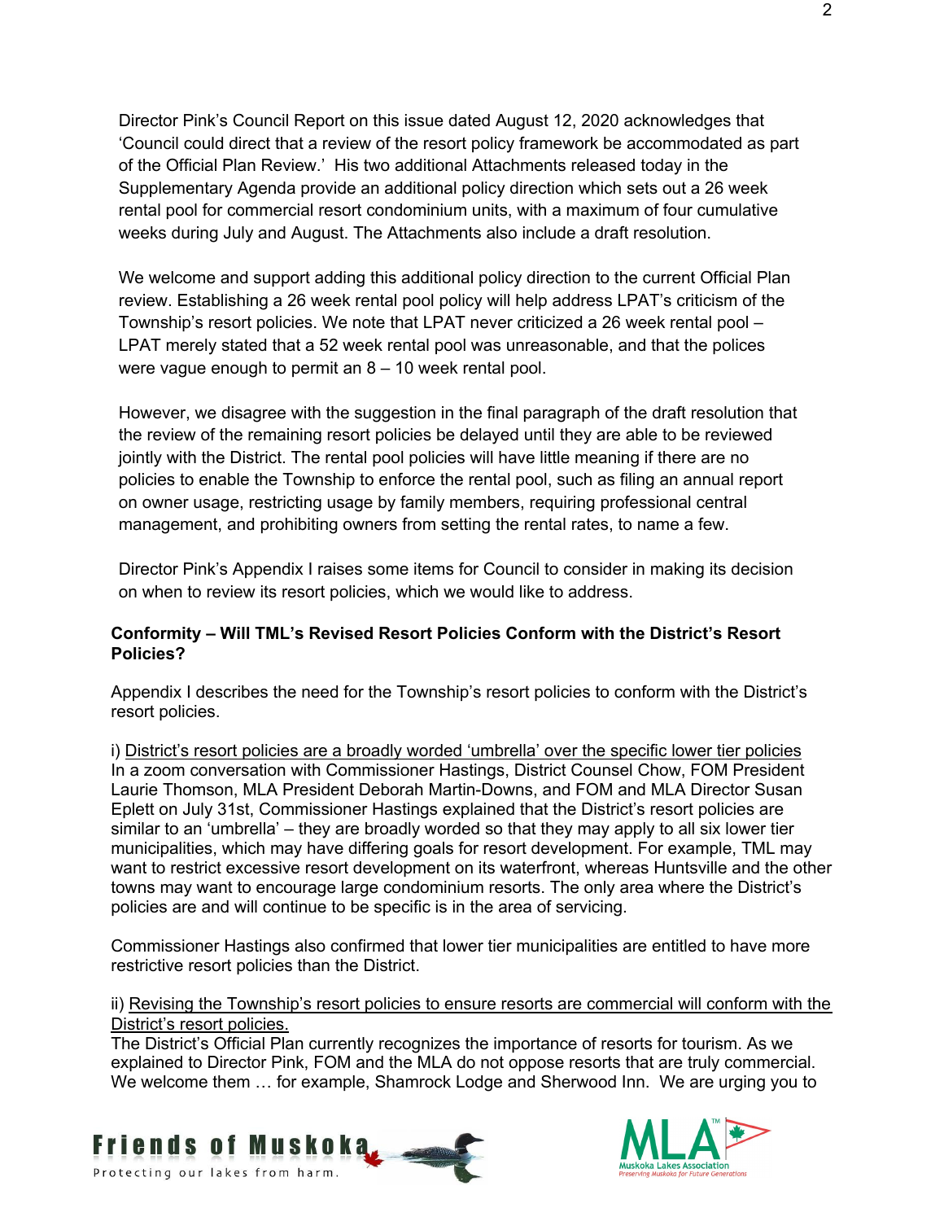Director Pink's Council Report on this issue dated August 12, 2020 acknowledges that 'Council could direct that a review of the resort policy framework be accommodated as part of the Official Plan Review.' His two additional Attachments released today in the Supplementary Agenda provide an additional policy direction which sets out a 26 week rental pool for commercial resort condominium units, with a maximum of four cumulative weeks during July and August. The Attachments also include a draft resolution.

We welcome and support adding this additional policy direction to the current Official Plan review. Establishing a 26 week rental pool policy will help address LPAT's criticism of the Township's resort policies. We note that LPAT never criticized a 26 week rental pool – LPAT merely stated that a 52 week rental pool was unreasonable, and that the polices were vague enough to permit an 8 – 10 week rental pool.

However, we disagree with the suggestion in the final paragraph of the draft resolution that the review of the remaining resort policies be delayed until they are able to be reviewed jointly with the District. The rental pool policies will have little meaning if there are no policies to enable the Township to enforce the rental pool, such as filing an annual report on owner usage, restricting usage by family members, requiring professional central management, and prohibiting owners from setting the rental rates, to name a few.

Director Pink's Appendix I raises some items for Council to consider in making its decision on when to review its resort policies, which we would like to address.

**Conformity – Will TML's Revised Resort Policies Conform with the District's Resort Policies?**

Appendix I describes the need for the Township's resort policies to conform with the District's resort policies.

i) <u>District's resort policies are a broadly worded 'umbrella' over the specific lower tier policies</u>
In a zoom conversation with Commissioner Hastings, District Counsel Chow, FOM President Laurie Thomson, MLA President Deborah Martin-Downs, and FOM and MLA Director Susan Eplett on July 31st, Commissioner Hastings explained that the District's resort policies are similar to an 'umbrella' – they are broadly worded so that they may apply to all six lower tier municipalities, which may have differing goals for resort development. For example, TML may want to restrict excessive resort development on its waterfront, whereas Huntsville and the other towns may want to encourage large condominium resorts. The only area where the District's policies are and will continue to be specific is in the area of servicing.

Commissioner Hastings also confirmed that lower tier municipalities are entitled to have more restrictive resort policies than the District.

ii) <u>Revising the Township's resort policies to ensure resorts are commercial will conform with the District's resort policies.</u>
The District's Official Plan currently recognizes the importance of resorts for tourism. As we explained to Director Pink, FOM and the MLA do not oppose resorts that are truly commercial. We welcome them … for example, Shamrock Lodge and Sherwood Inn. We are urging you to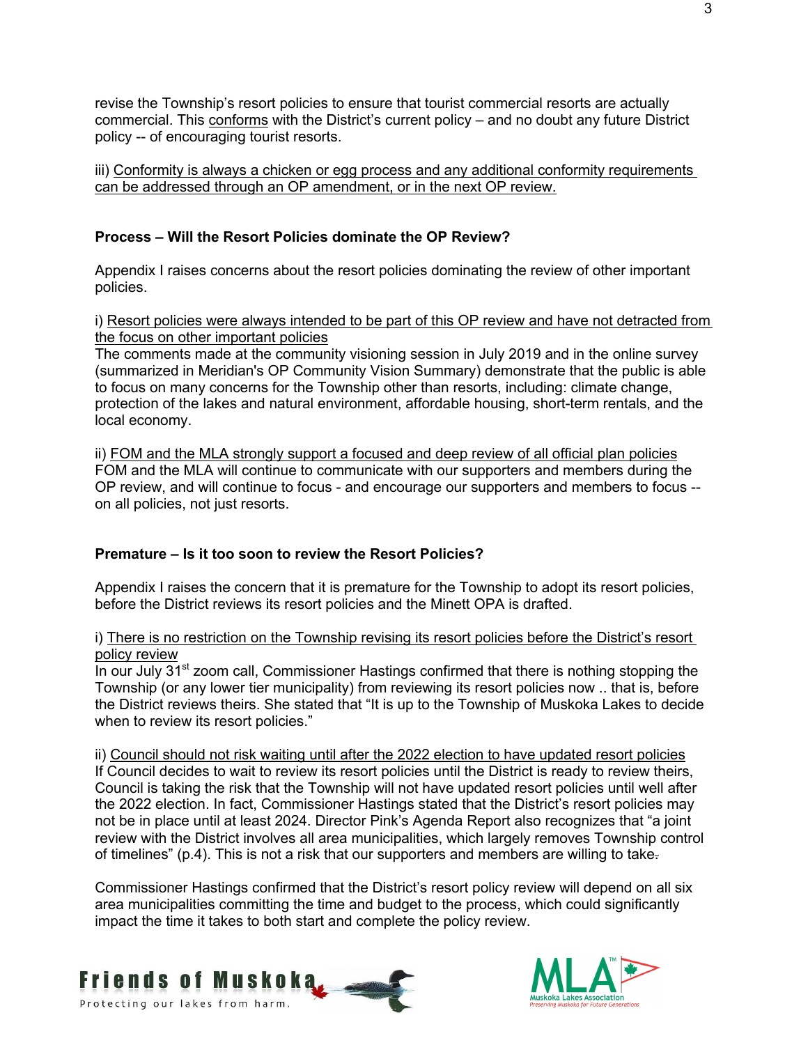revise the Township's resort policies to ensure that tourist commercial resorts are actually commercial. This conforms with the District's current policy – and no doubt any future District policy -- of encouraging tourist resorts.

iii) Conformity is always a chicken or egg process and any additional conformity requirements can be addressed through an OP amendment, or in the next OP review.

**Process – Will the Resort Policies dominate the OP Review?**

Appendix I raises concerns about the resort policies dominating the review of other important policies.

i) Resort policies were always intended to be part of this OP review and have not detracted from the focus on other important policies
The comments made at the community visioning session in July 2019 and in the online survey (summarized in Meridian's OP Community Vision Summary) demonstrate that the public is able to focus on many concerns for the Township other than resorts, including: climate change, protection of the lakes and natural environment, affordable housing, short-term rentals, and the local economy.

ii) FOM and the MLA strongly support a focused and deep review of all official plan policies
FOM and the MLA will continue to communicate with our supporters and members during the OP review, and will continue to focus - and encourage our supporters and members to focus -- on all policies, not just resorts.

**Premature – Is it too soon to review the Resort Policies?**

Appendix I raises the concern that it is premature for the Township to adopt its resort policies, before the District reviews its resort policies and the Minett OPA is drafted.

i) There is no restriction on the Township revising its resort policies before the District's resort policy review
In our July 31st zoom call, Commissioner Hastings confirmed that there is nothing stopping the Township (or any lower tier municipality) from reviewing its resort policies now .. that is, before the District reviews theirs. She stated that "It is up to the Township of Muskoka Lakes to decide when to review its resort policies."

ii) Council should not risk waiting until after the 2022 election to have updated resort policies
If Council decides to wait to review its resort policies until the District is ready to review theirs, Council is taking the risk that the Township will not have updated resort policies until well after the 2022 election. In fact, Commissioner Hastings stated that the District's resort policies may not be in place until at least 2024. Director Pink's Agenda Report also recognizes that "a joint review with the District involves all area municipalities, which largely removes Township control of timelines" (p.4). This is not a risk that our supporters and members are willing to take.

Commissioner Hastings confirmed that the District's resort policy review will depend on all six area municipalities committing the time and budget to the process, which could significantly impact the time it takes to both start and complete the policy review.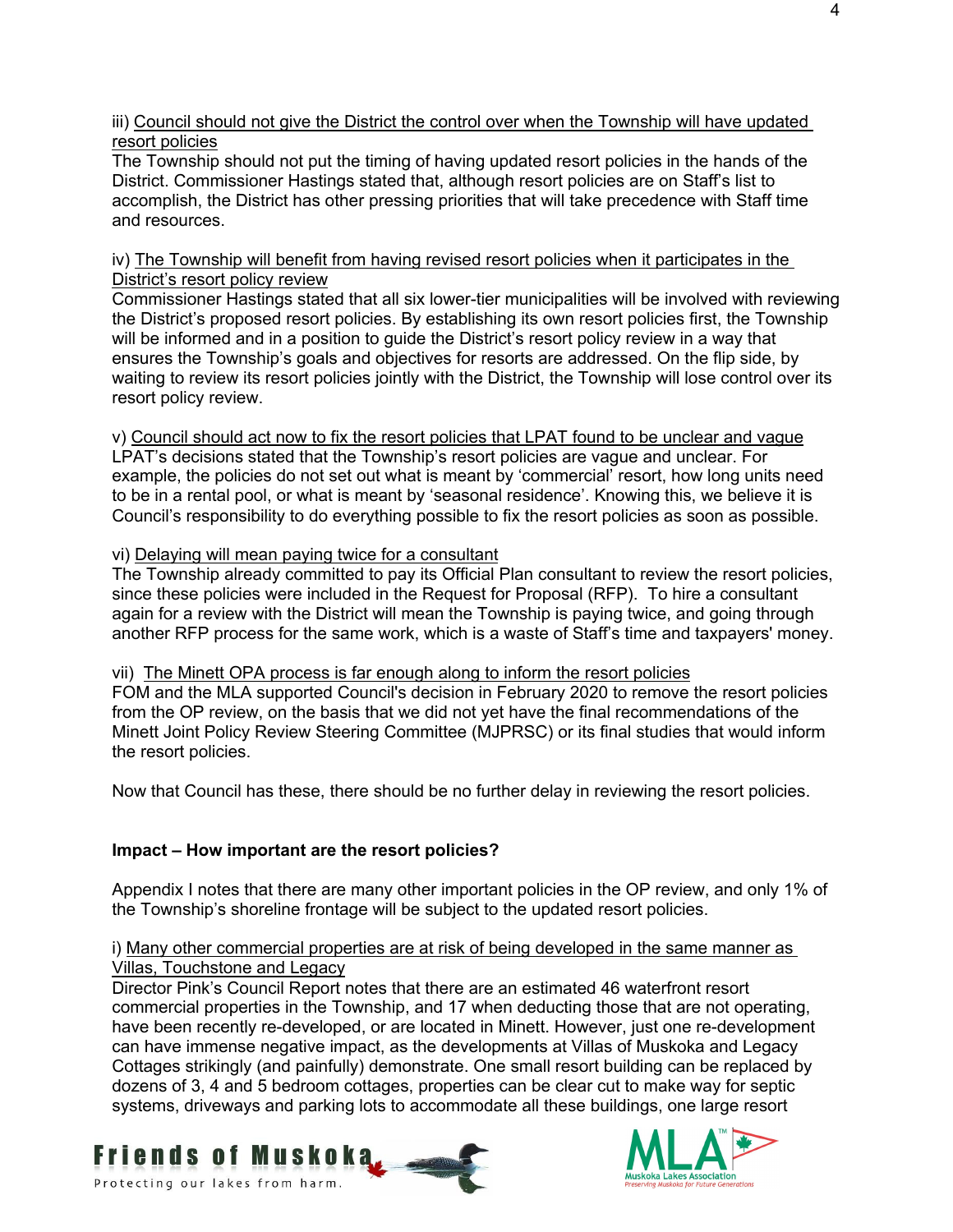iii) Council should not give the District the control over when the Township will have updated resort policies

The Township should not put the timing of having updated resort policies in the hands of the District. Commissioner Hastings stated that, although resort policies are on Staff's list to accomplish, the District has other pressing priorities that will take precedence with Staff time and resources.

iv) The Township will benefit from having revised resort policies when it participates in the District's resort policy review

Commissioner Hastings stated that all six lower-tier municipalities will be involved with reviewing the District's proposed resort policies. By establishing its own resort policies first, the Township will be informed and in a position to guide the District's resort policy review in a way that ensures the Township's goals and objectives for resorts are addressed. On the flip side, by waiting to review its resort policies jointly with the District, the Township will lose control over its resort policy review.

v) Council should act now to fix the resort policies that LPAT found to be unclear and vague

LPAT's decisions stated that the Township's resort policies are vague and unclear. For example, the policies do not set out what is meant by 'commercial' resort, how long units need to be in a rental pool, or what is meant by 'seasonal residence'. Knowing this, we believe it is Council's responsibility to do everything possible to fix the resort policies as soon as possible.

vi) Delaying will mean paying twice for a consultant

The Township already committed to pay its Official Plan consultant to review the resort policies, since these policies were included in the Request for Proposal (RFP). To hire a consultant again for a review with the District will mean the Township is paying twice, and going through another RFP process for the same work, which is a waste of Staff's time and taxpayers' money.

vii) The Minett OPA process is far enough along to inform the resort policies

FOM and the MLA supported Council's decision in February 2020 to remove the resort policies from the OP review, on the basis that we did not yet have the final recommendations of the Minett Joint Policy Review Steering Committee (MJPRSC) or its final studies that would inform the resort policies.

Now that Council has these, there should be no further delay in reviewing the resort policies.

**Impact – How important are the resort policies?**

Appendix I notes that there are many other important policies in the OP review, and only 1% of the Township's shoreline frontage will be subject to the updated resort policies.

i) Many other commercial properties are at risk of being developed in the same manner as Villas, Touchstone and Legacy

Director Pink's Council Report notes that there are an estimated 46 waterfront resort commercial properties in the Township, and 17 when deducting those that are not operating, have been recently re-developed, or are located in Minett. However, just one re-development can have immense negative impact, as the developments at Villas of Muskoka and Legacy Cottages strikingly (and painfully) demonstrate. One small resort building can be replaced by dozens of 3, 4 and 5 bedroom cottages, properties can be clear cut to make way for septic systems, driveways and parking lots to accommodate all these buildings, one large resort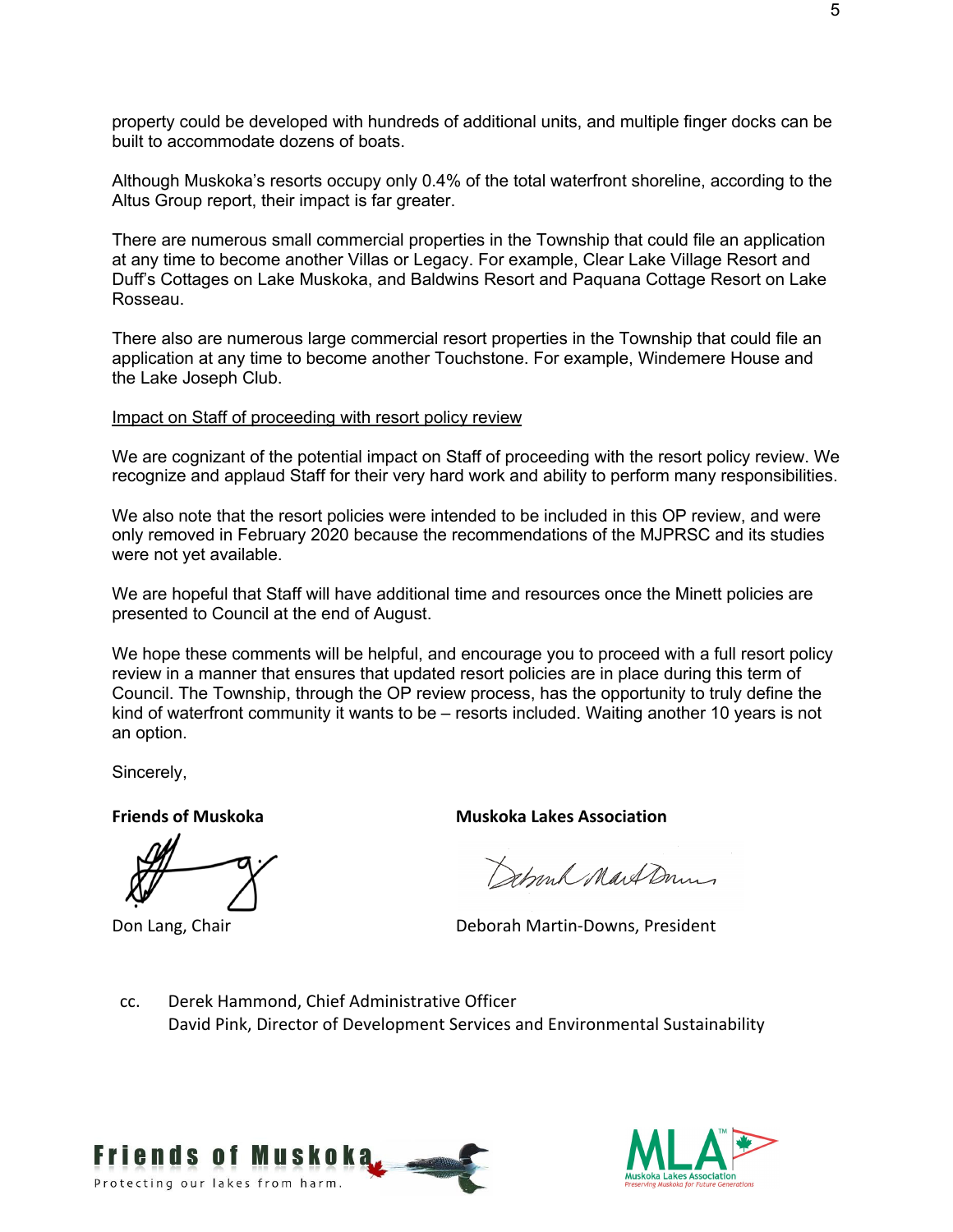property could be developed with hundreds of additional units, and multiple finger docks can be built to accommodate dozens of boats.

Although Muskoka's resorts occupy only 0.4% of the total waterfront shoreline, according to the Altus Group report, their impact is far greater.

There are numerous small commercial properties in the Township that could file an application at any time to become another Villas or Legacy. For example, Clear Lake Village Resort and Duff's Cottages on Lake Muskoka, and Baldwins Resort and Paquana Cottage Resort on Lake Rosseau.

There also are numerous large commercial resort properties in the Township that could file an application at any time to become another Touchstone. For example, Windemere House and the Lake Joseph Club.

Impact on Staff of proceeding with resort policy review

We are cognizant of the potential impact on Staff of proceeding with the resort policy review. We recognize and applaud Staff for their very hard work and ability to perform many responsibilities.

We also note that the resort policies were intended to be included in this OP review, and were only removed in February 2020 because the recommendations of the MJPRSC and its studies were not yet available.

We are hopeful that Staff will have additional time and resources once the Minett policies are presented to Council at the end of August.

We hope these comments will be helpful, and encourage you to proceed with a full resort policy review in a manner that ensures that updated resort policies are in place during this term of Council. The Township, through the OP review process, has the opportunity to truly define the kind of waterfront community it wants to be – resorts included. Waiting another 10 years is not an option.

Sincerely,

**Friends of Muskoka**

Don Lang, Chair

**Muskoka Lakes Association**

Deborah Martin-Downs, President

cc. Derek Hammond, Chief Administrative Officer
David Pink, Director of Development Services and Environmental Sustainability

Friends of Muskoka
Protecting our lakes from harm.

MLA
Muskoka Lakes Association
Preserving Muskoka for Future Generations